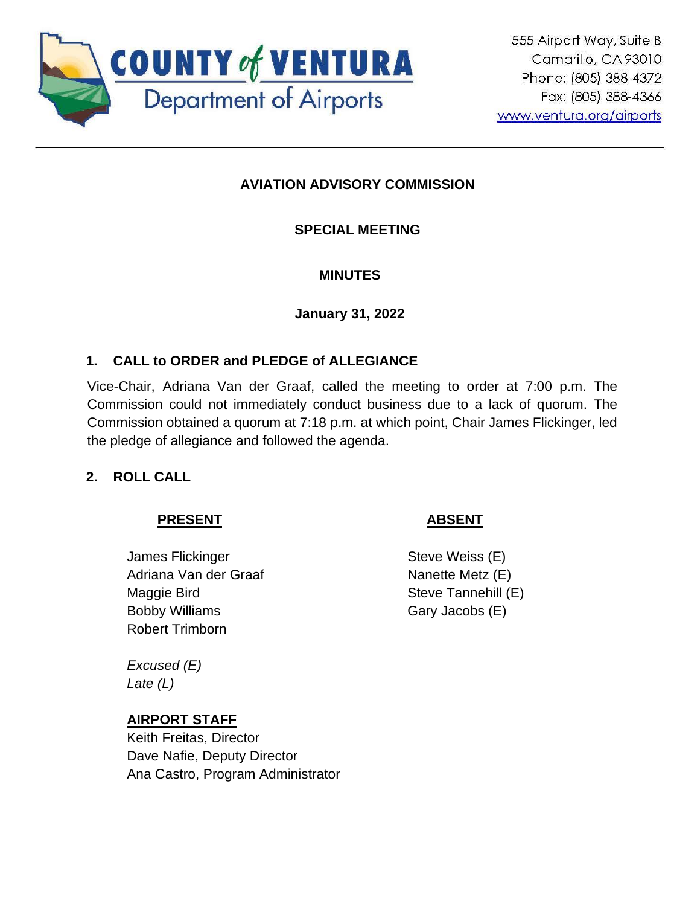**COUNTY of VENTURA**
Department of Airports

555 Airport Way, Suite B
Camarillo, CA 93010
Phone: (805) 388-4372
Fax: (805) 388-4366
www.ventura.org/airports

---

# AVIATION ADVISORY COMMISSION

## SPECIAL MEETING

## MINUTES

**January 31, 2022**

### 1. CALL to ORDER and PLEDGE of ALLEGIANCE

Vice-Chair, Adriana Van der Graaf, called the meeting to order at 7:00 p.m. The Commission could not immediately conduct business due to a lack of quorum. The Commission obtained a quorum at 7:18 p.m. at which point, Chair James Flickinger, led the pledge of allegiance and followed the agenda.

### 2. ROLL CALL

| **PRESENT** | **ABSENT** |
|---|---|
| James Flickinger | Steve Weiss (E) |
| Adriana Van der Graaf | Nanette Metz (E) |
| Maggie Bird | Steve Tannehill (E) |
| Bobby Williams | Gary Jacobs (E) |
| Robert Trimborn | |

*Excused (E)*
*Late (L)*

**AIRPORT STAFF**
Keith Freitas, Director
Dave Nafie, Deputy Director
Ana Castro, Program Administrator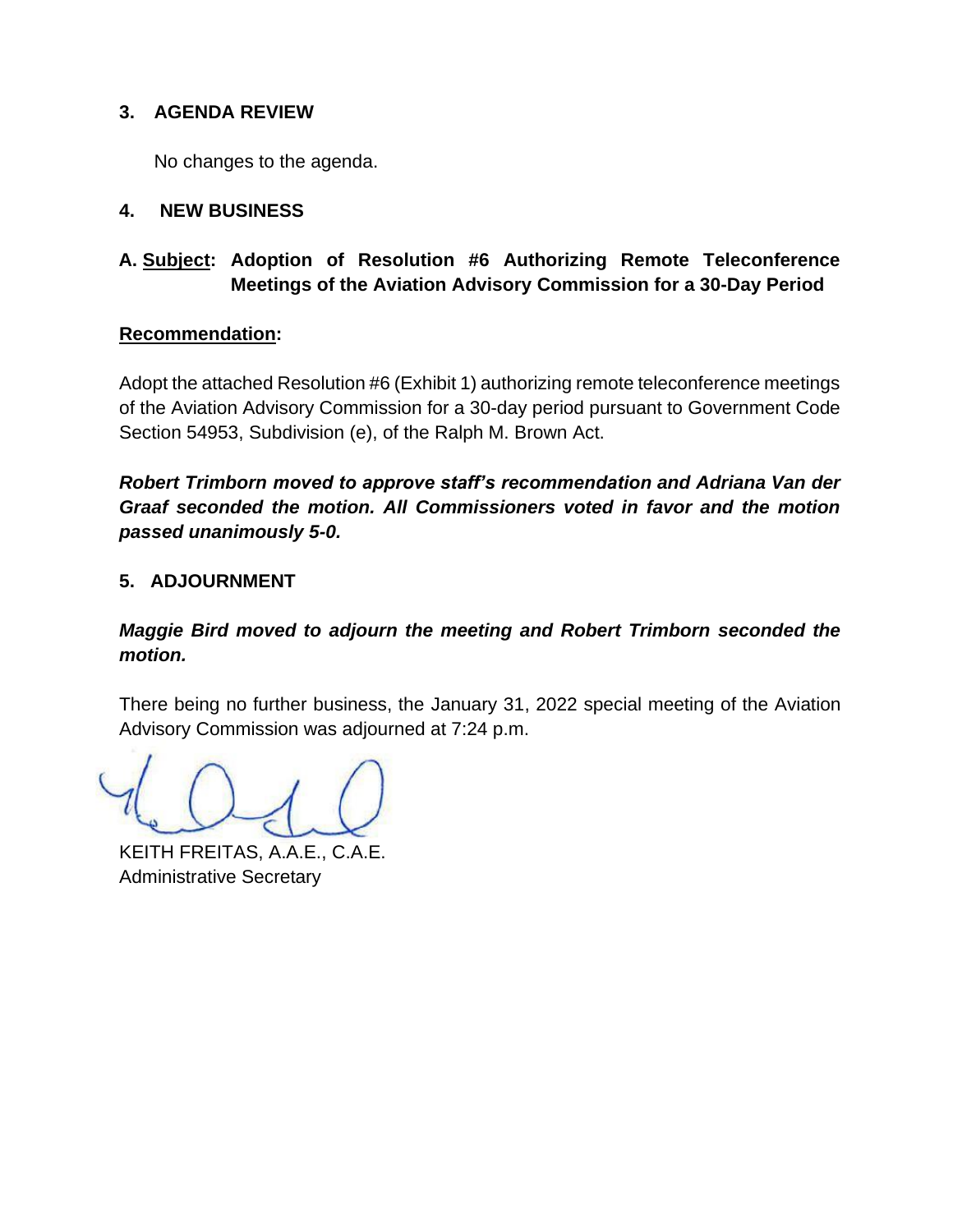## 3. AGENDA REVIEW

No changes to the agenda.

## 4. NEW BUSINESS

### A. <u>Subject</u>: Adoption of Resolution #6 Authorizing Remote Teleconference Meetings of the Aviation Advisory Commission for a 30-Day Period

**<u>Recommendation</u>:**

Adopt the attached Resolution #6 (Exhibit 1) authorizing remote teleconference meetings of the Aviation Advisory Commission for a 30-day period pursuant to Government Code Section 54953, Subdivision (e), of the Ralph M. Brown Act.

***Robert Trimborn moved to approve staff's recommendation and Adriana Van der Graaf seconded the motion. All Commissioners voted in favor and the motion passed unanimously 5-0.***

## 5. ADJOURNMENT

***Maggie Bird moved to adjourn the meeting and Robert Trimborn seconded the motion.***

There being no further business, the January 31, 2022 special meeting of the Aviation Advisory Commission was adjourned at 7:24 p.m.

KEITH FREITAS, A.A.E., C.A.E.
Administrative Secretary